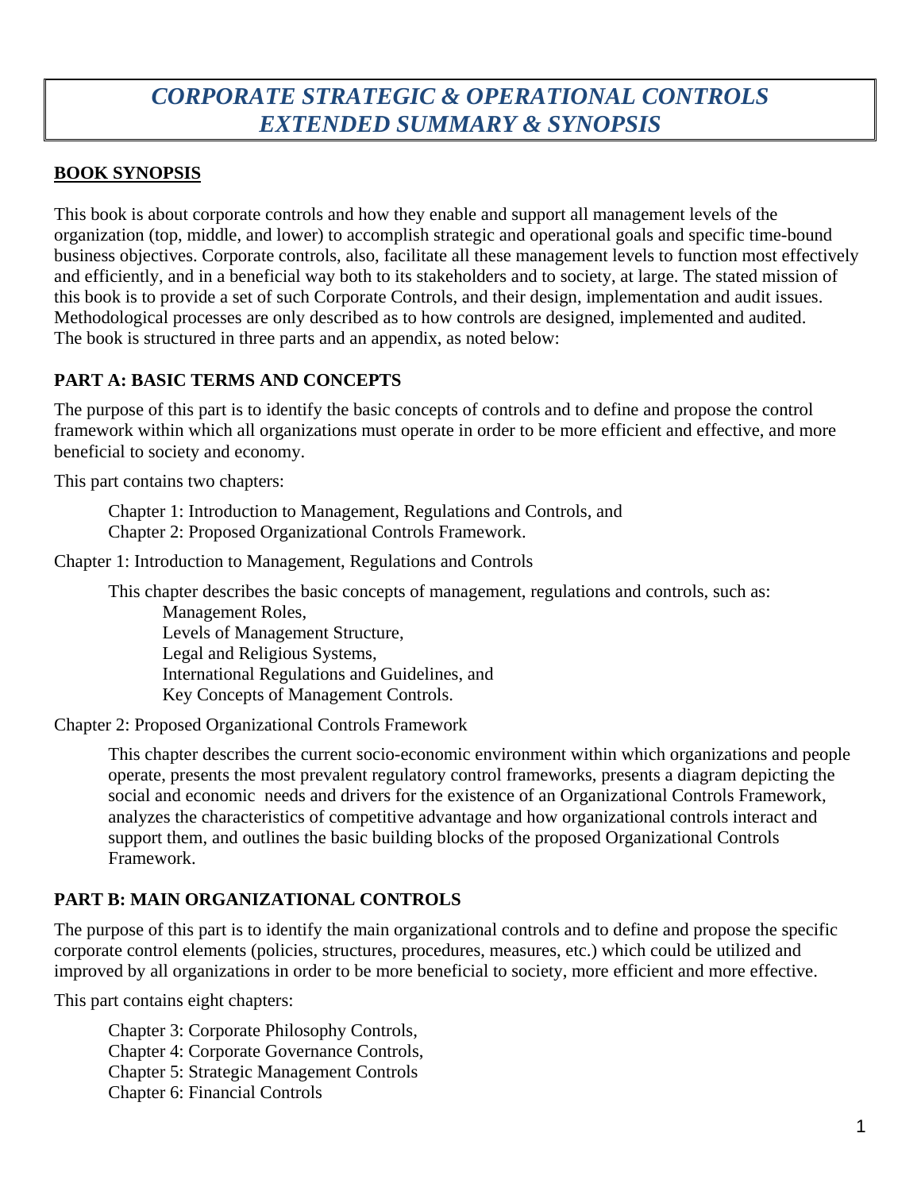# *CORPORATE STRATEGIC & OPERATIONAL CONTROLS*
# *EXTENDED SUMMARY & SYNOPSIS*

## BOOK SYNOPSIS

This book is about corporate controls and how they enable and support all management levels of the organization (top, middle, and lower) to accomplish strategic and operational goals and specific time-bound business objectives. Corporate controls, also, facilitate all these management levels to function most effectively and efficiently, and in a beneficial way both to its stakeholders and to society, at large. The stated mission of this book is to provide a set of such Corporate Controls, and their design, implementation and audit issues. Methodological processes are only described as to how controls are designed, implemented and audited. The book is structured in three parts and an appendix, as noted below:

### PART A: BASIC TERMS AND CONCEPTS

The purpose of this part is to identify the basic concepts of controls and to define and propose the control framework within which all organizations must operate in order to be more efficient and effective, and more beneficial to society and economy.

This part contains two chapters:

Chapter 1: Introduction to Management, Regulations and Controls, and
Chapter 2: Proposed Organizational Controls Framework.

Chapter 1: Introduction to Management, Regulations and Controls

This chapter describes the basic concepts of management, regulations and controls, such as:
- Management Roles,
- Levels of Management Structure,
- Legal and Religious Systems,
- International Regulations and Guidelines, and
- Key Concepts of Management Controls.

Chapter 2: Proposed Organizational Controls Framework

This chapter describes the current socio-economic environment within which organizations and people operate, presents the most prevalent regulatory control frameworks, presents a diagram depicting the social and economic needs and drivers for the existence of an Organizational Controls Framework, analyzes the characteristics of competitive advantage and how organizational controls interact and support them, and outlines the basic building blocks of the proposed Organizational Controls Framework.

### PART B: MAIN ORGANIZATIONAL CONTROLS

The purpose of this part is to identify the main organizational controls and to define and propose the specific corporate control elements (policies, structures, procedures, measures, etc.) which could be utilized and improved by all organizations in order to be more beneficial to society, more efficient and more effective.

This part contains eight chapters:

Chapter 3: Corporate Philosophy Controls,
Chapter 4: Corporate Governance Controls,
Chapter 5: Strategic Management Controls
Chapter 6: Financial Controls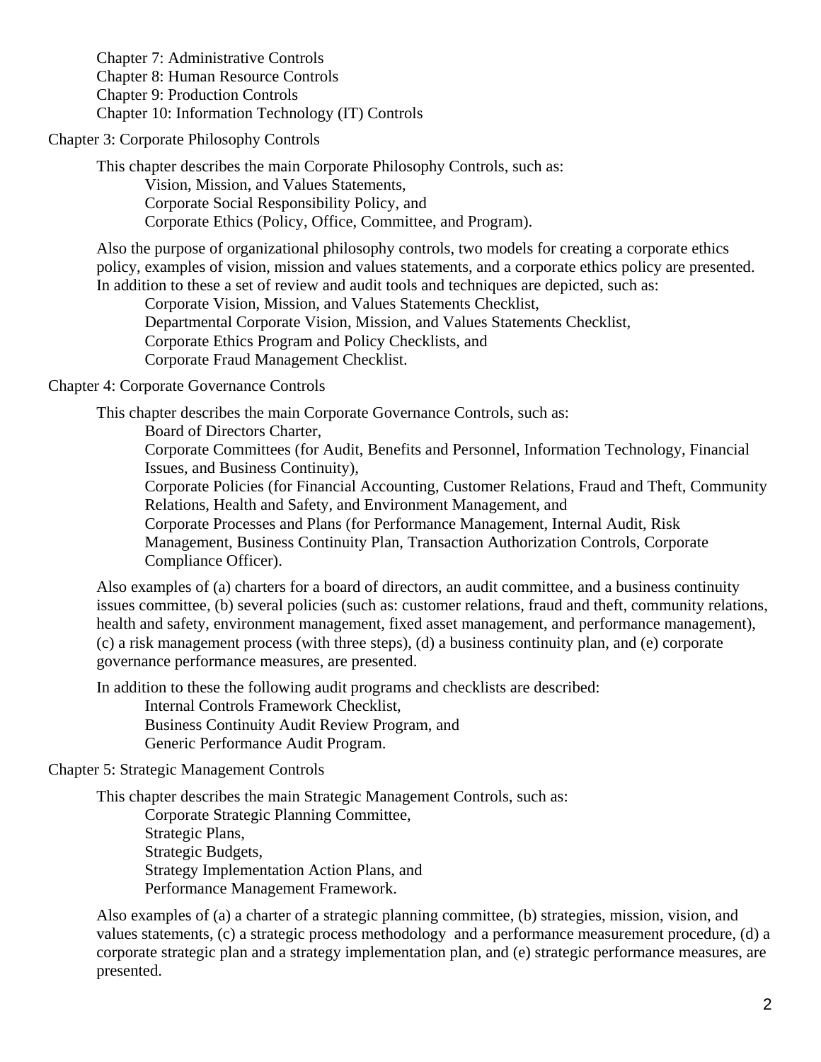Chapter 7: Administrative Controls
Chapter 8: Human Resource Controls
Chapter 9: Production Controls
Chapter 10: Information Technology (IT) Controls

Chapter 3: Corporate Philosophy Controls

This chapter describes the main Corporate Philosophy Controls, such as:

- Vision, Mission, and Values Statements,
- Corporate Social Responsibility Policy, and
- Corporate Ethics (Policy, Office, Committee, and Program).

Also the purpose of organizational philosophy controls, two models for creating a corporate ethics policy, examples of vision, mission and values statements, and a corporate ethics policy are presented. In addition to these a set of review and audit tools and techniques are depicted, such as:

- Corporate Vision, Mission, and Values Statements Checklist,
- Departmental Corporate Vision, Mission, and Values Statements Checklist,
- Corporate Ethics Program and Policy Checklists, and
- Corporate Fraud Management Checklist.

Chapter 4: Corporate Governance Controls

This chapter describes the main Corporate Governance Controls, such as:

- Board of Directors Charter,
- Corporate Committees (for Audit, Benefits and Personnel, Information Technology, Financial Issues, and Business Continuity),
- Corporate Policies (for Financial Accounting, Customer Relations, Fraud and Theft, Community Relations, Health and Safety, and Environment Management, and
- Corporate Processes and Plans (for Performance Management, Internal Audit, Risk Management, Business Continuity Plan, Transaction Authorization Controls, Corporate Compliance Officer).

Also examples of (a) charters for a board of directors, an audit committee, and a business continuity issues committee, (b) several policies (such as: customer relations, fraud and theft, community relations, health and safety, environment management, fixed asset management, and performance management), (c) a risk management process (with three steps), (d) a business continuity plan, and (e) corporate governance performance measures, are presented.

In addition to these the following audit programs and checklists are described:

- Internal Controls Framework Checklist,
- Business Continuity Audit Review Program, and
- Generic Performance Audit Program.

Chapter 5: Strategic Management Controls

This chapter describes the main Strategic Management Controls, such as:

- Corporate Strategic Planning Committee,
- Strategic Plans,
- Strategic Budgets,
- Strategy Implementation Action Plans, and
- Performance Management Framework.

Also examples of (a) a charter of a strategic planning committee, (b) strategies, mission, vision, and values statements, (c) a strategic process methodology and a performance measurement procedure, (d) a corporate strategic plan and a strategy implementation plan, and (e) strategic performance measures, are presented.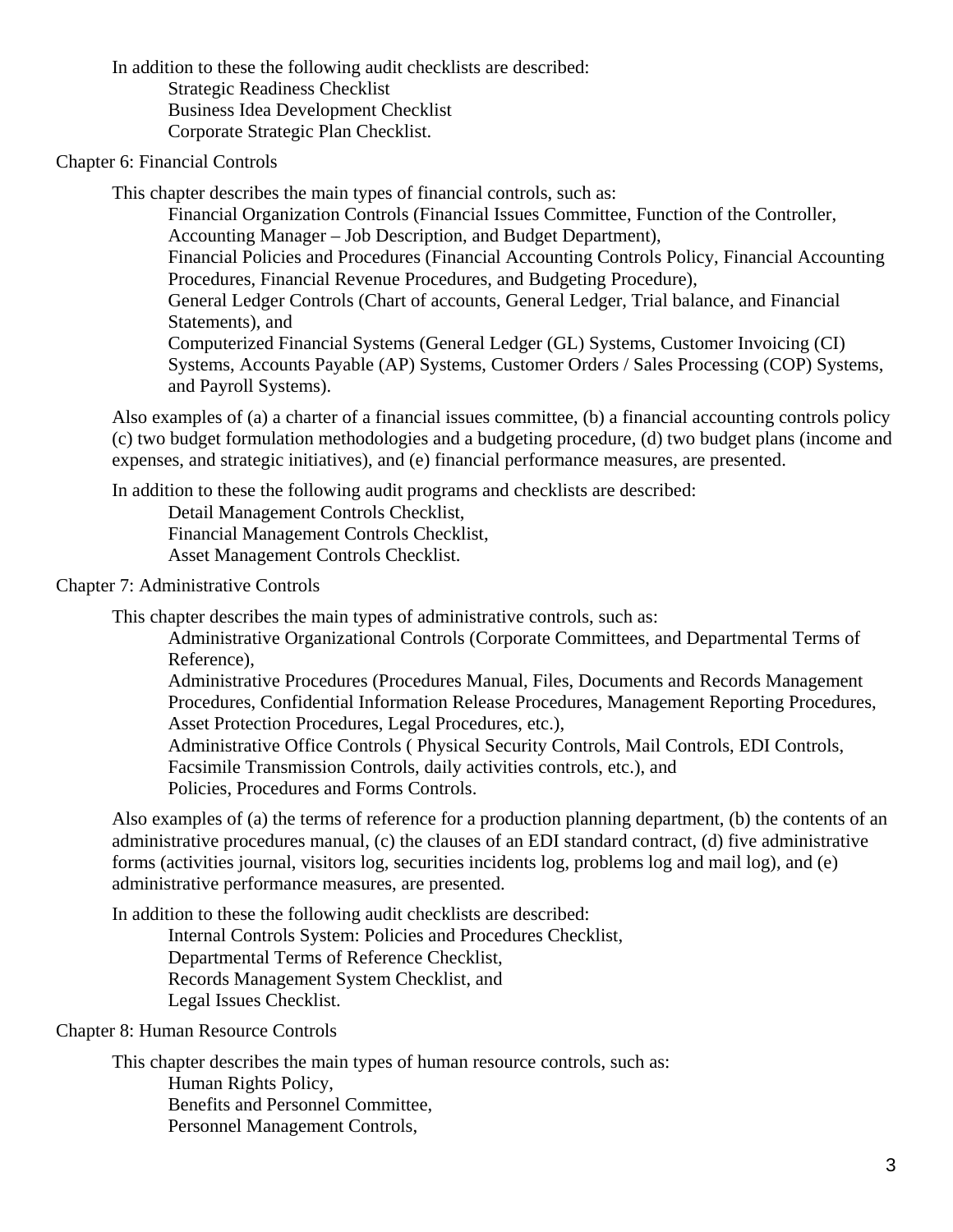In addition to these the following audit checklists are described:

- Strategic Readiness Checklist
- Business Idea Development Checklist
- Corporate Strategic Plan Checklist.

Chapter 6: Financial Controls

This chapter describes the main types of financial controls, such as:

- Financial Organization Controls (Financial Issues Committee, Function of the Controller, Accounting Manager – Job Description, and Budget Department),
- Financial Policies and Procedures (Financial Accounting Controls Policy, Financial Accounting Procedures, Financial Revenue Procedures, and Budgeting Procedure),
- General Ledger Controls (Chart of accounts, General Ledger, Trial balance, and Financial Statements), and
- Computerized Financial Systems (General Ledger (GL) Systems, Customer Invoicing (CI) Systems, Accounts Payable (AP) Systems, Customer Orders / Sales Processing (COP) Systems, and Payroll Systems).

Also examples of (a) a charter of a financial issues committee, (b) a financial accounting controls policy (c) two budget formulation methodologies and a budgeting procedure, (d) two budget plans (income and expenses, and strategic initiatives), and (e) financial performance measures, are presented.

In addition to these the following audit programs and checklists are described:

- Detail Management Controls Checklist,
- Financial Management Controls Checklist,
- Asset Management Controls Checklist.

Chapter 7: Administrative Controls

This chapter describes the main types of administrative controls, such as:

- Administrative Organizational Controls (Corporate Committees, and Departmental Terms of Reference),
- Administrative Procedures (Procedures Manual, Files, Documents and Records Management Procedures, Confidential Information Release Procedures, Management Reporting Procedures, Asset Protection Procedures, Legal Procedures, etc.),
- Administrative Office Controls ( Physical Security Controls, Mail Controls, EDI Controls, Facsimile Transmission Controls, daily activities controls, etc.), and
- Policies, Procedures and Forms Controls.

Also examples of (a) the terms of reference for a production planning department, (b) the contents of an administrative procedures manual, (c) the clauses of an EDI standard contract, (d) five administrative forms (activities journal, visitors log, securities incidents log, problems log and mail log), and (e) administrative performance measures, are presented.

In addition to these the following audit checklists are described:

- Internal Controls System: Policies and Procedures Checklist,
- Departmental Terms of Reference Checklist,
- Records Management System Checklist, and
- Legal Issues Checklist.

Chapter 8: Human Resource Controls

This chapter describes the main types of human resource controls, such as:

- Human Rights Policy,
- Benefits and Personnel Committee,
- Personnel Management Controls,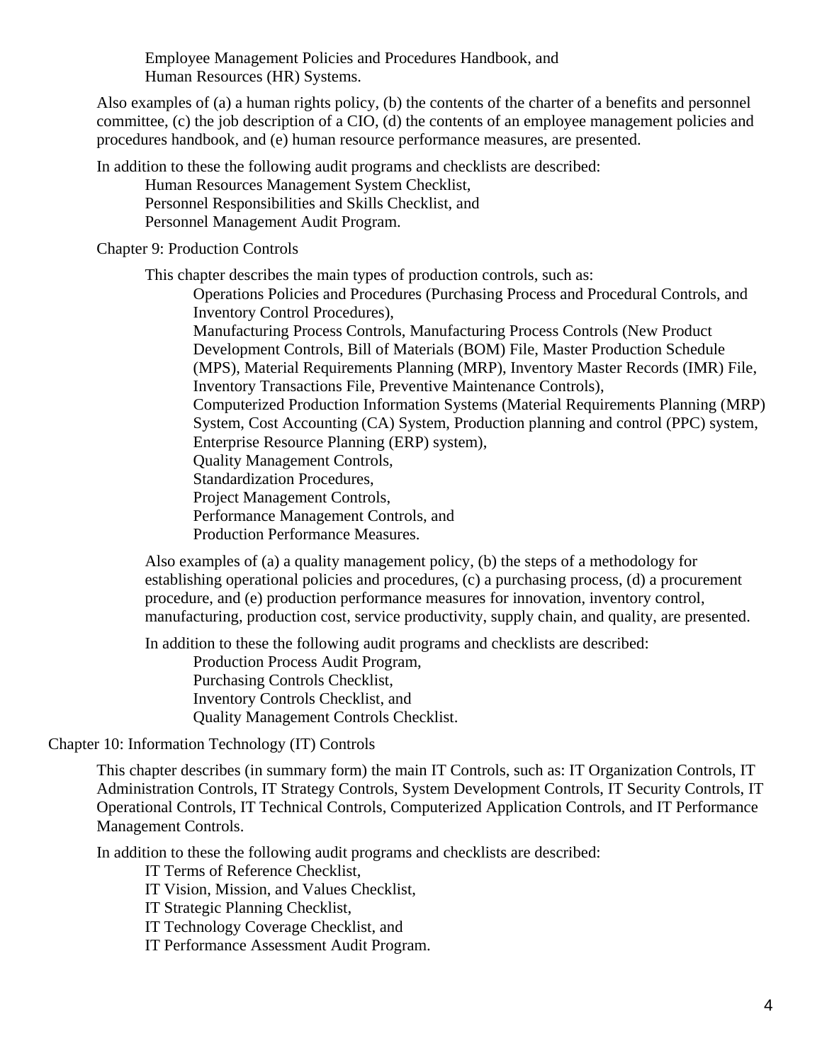Employee Management Policies and Procedures Handbook, and
Human Resources (HR) Systems.

Also examples of (a) a human rights policy, (b) the contents of the charter of a benefits and personnel committee, (c) the job description of a CIO, (d) the contents of an employee management policies and procedures handbook, and (e) human resource performance measures, are presented.

In addition to these the following audit programs and checklists are described:

- Human Resources Management System Checklist,
- Personnel Responsibilities and Skills Checklist, and
- Personnel Management Audit Program.

Chapter 9: Production Controls

This chapter describes the main types of production controls, such as:

- Operations Policies and Procedures (Purchasing Process and Procedural Controls, and Inventory Control Procedures),
- Manufacturing Process Controls, Manufacturing Process Controls (New Product Development Controls, Bill of Materials (BOM) File, Master Production Schedule (MPS), Material Requirements Planning (MRP), Inventory Master Records (IMR) File, Inventory Transactions File, Preventive Maintenance Controls),
- Computerized Production Information Systems (Material Requirements Planning (MRP) System, Cost Accounting (CA) System, Production planning and control (PPC) system, Enterprise Resource Planning (ERP) system),
- Quality Management Controls,
- Standardization Procedures,
- Project Management Controls,
- Performance Management Controls, and
- Production Performance Measures.

Also examples of (a) a quality management policy, (b) the steps of a methodology for establishing operational policies and procedures, (c) a purchasing process, (d) a procurement procedure, and (e) production performance measures for innovation, inventory control, manufacturing, production cost, service productivity, supply chain, and quality, are presented.

In addition to these the following audit programs and checklists are described:

- Production Process Audit Program,
- Purchasing Controls Checklist,
- Inventory Controls Checklist, and
- Quality Management Controls Checklist.

Chapter 10: Information Technology (IT) Controls

This chapter describes (in summary form) the main IT Controls, such as: IT Organization Controls, IT Administration Controls, IT Strategy Controls, System Development Controls, IT Security Controls, IT Operational Controls, IT Technical Controls, Computerized Application Controls, and IT Performance Management Controls.

In addition to these the following audit programs and checklists are described:

- IT Terms of Reference Checklist,
- IT Vision, Mission, and Values Checklist,
- IT Strategic Planning Checklist,
- IT Technology Coverage Checklist, and
- IT Performance Assessment Audit Program.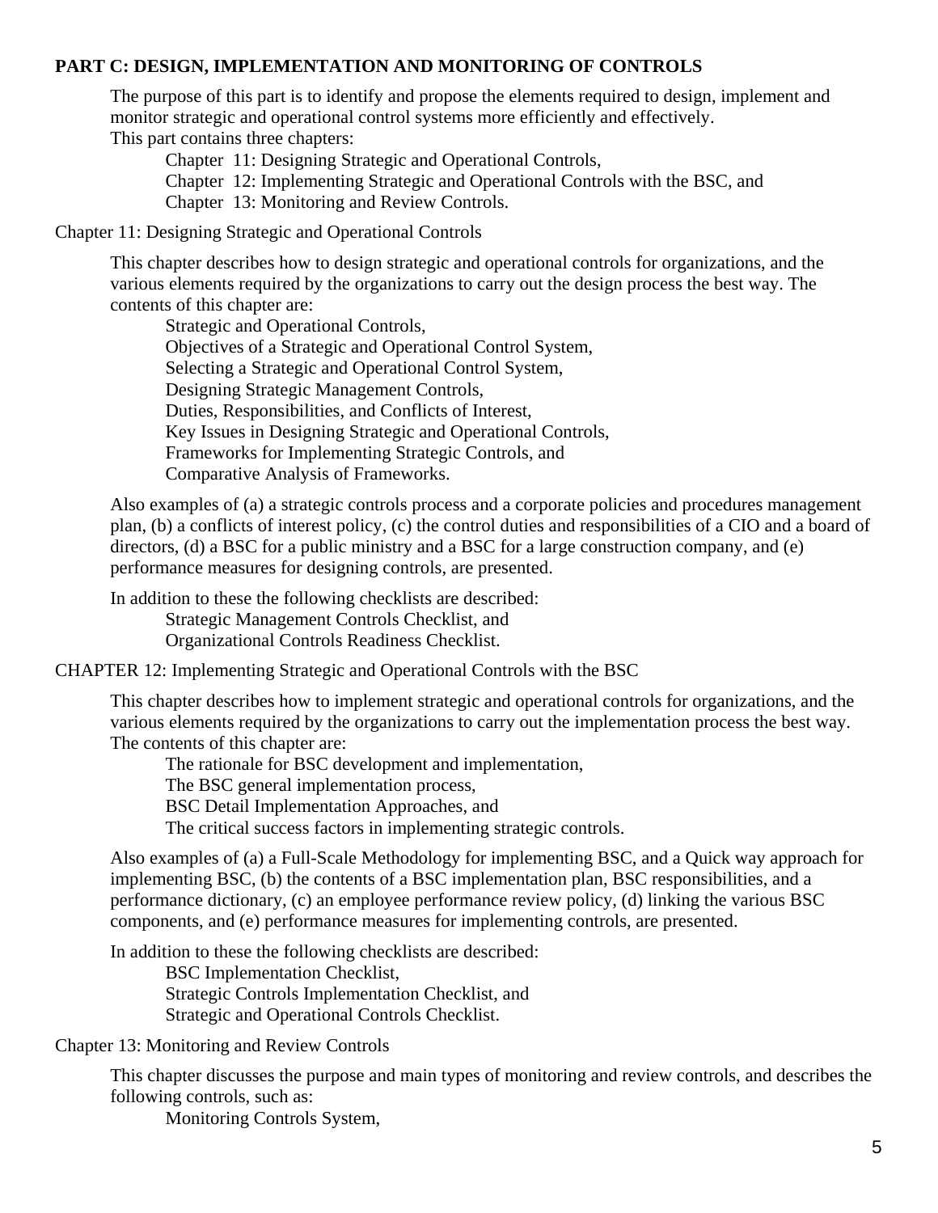**PART C: DESIGN, IMPLEMENTATION AND MONITORING OF CONTROLS**

The purpose of this part is to identify and propose the elements required to design, implement and monitor strategic and operational control systems more efficiently and effectively.
This part contains three chapters:

- Chapter 11: Designing Strategic and Operational Controls,
- Chapter 12: Implementing Strategic and Operational Controls with the BSC, and
- Chapter 13: Monitoring and Review Controls.

Chapter 11: Designing Strategic and Operational Controls

This chapter describes how to design strategic and operational controls for organizations, and the various elements required by the organizations to carry out the design process the best way. The contents of this chapter are:

- Strategic and Operational Controls,
- Objectives of a Strategic and Operational Control System,
- Selecting a Strategic and Operational Control System,
- Designing Strategic Management Controls,
- Duties, Responsibilities, and Conflicts of Interest,
- Key Issues in Designing Strategic and Operational Controls,
- Frameworks for Implementing Strategic Controls, and
- Comparative Analysis of Frameworks.

Also examples of (a) a strategic controls process and a corporate policies and procedures management plan, (b) a conflicts of interest policy, (c) the control duties and responsibilities of a CIO and a board of directors, (d) a BSC for a public ministry and a BSC for a large construction company, and (e) performance measures for designing controls, are presented.

In addition to these the following checklists are described:

- Strategic Management Controls Checklist, and
- Organizational Controls Readiness Checklist.

CHAPTER 12: Implementing Strategic and Operational Controls with the BSC

This chapter describes how to implement strategic and operational controls for organizations, and the various elements required by the organizations to carry out the implementation process the best way. The contents of this chapter are:

- The rationale for BSC development and implementation,
- The BSC general implementation process,
- BSC Detail Implementation Approaches, and
- The critical success factors in implementing strategic controls.

Also examples of (a) a Full-Scale Methodology for implementing BSC, and a Quick way approach for implementing BSC, (b) the contents of a BSC implementation plan, BSC responsibilities, and a performance dictionary, (c) an employee performance review policy, (d) linking the various BSC components, and (e) performance measures for implementing controls, are presented.

In addition to these the following checklists are described:

- BSC Implementation Checklist,
- Strategic Controls Implementation Checklist, and
- Strategic and Operational Controls Checklist.

Chapter 13: Monitoring and Review Controls

This chapter discusses the purpose and main types of monitoring and review controls, and describes the following controls, such as:

- Monitoring Controls System,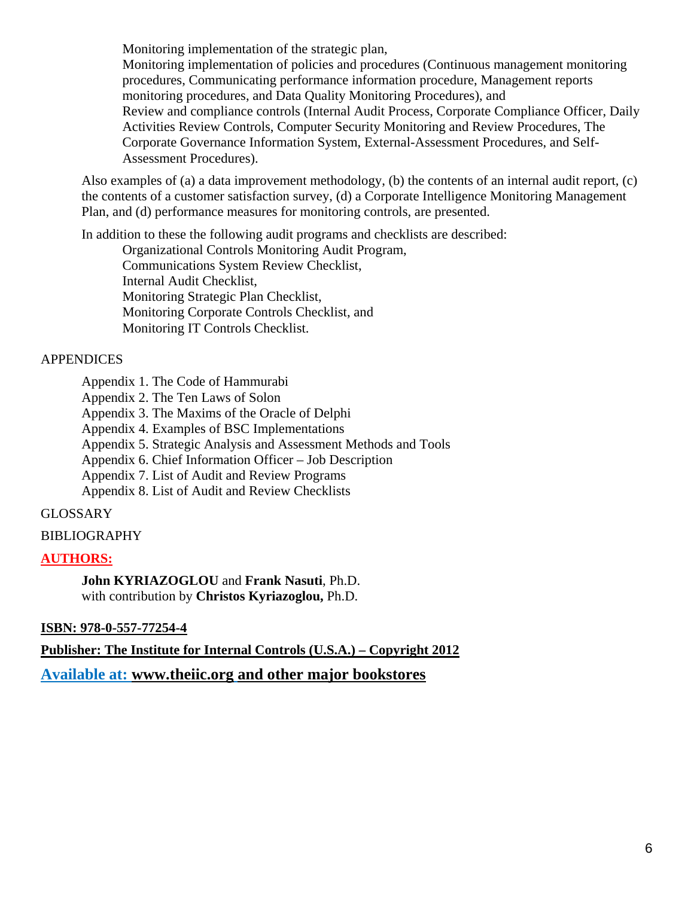Monitoring implementation of the strategic plan,
Monitoring implementation of policies and procedures (Continuous management monitoring procedures, Communicating performance information procedure, Management reports monitoring procedures, and Data Quality Monitoring Procedures), and
Review and compliance controls (Internal Audit Process, Corporate Compliance Officer, Daily Activities Review Controls, Computer Security Monitoring and Review Procedures, The Corporate Governance Information System, External-Assessment Procedures, and Self-Assessment Procedures).

Also examples of (a) a data improvement methodology, (b) the contents of an internal audit report, (c) the contents of a customer satisfaction survey, (d) a Corporate Intelligence Monitoring Management Plan, and (d) performance measures for monitoring controls, are presented.

In addition to these the following audit programs and checklists are described:
Organizational Controls Monitoring Audit Program,
Communications System Review Checklist,
Internal Audit Checklist,
Monitoring Strategic Plan Checklist,
Monitoring Corporate Controls Checklist, and
Monitoring IT Controls Checklist.

APPENDICES

Appendix 1. The Code of Hammurabi
Appendix 2. The Ten Laws of Solon
Appendix 3. The Maxims of the Oracle of Delphi
Appendix 4. Examples of BSC Implementations
Appendix 5. Strategic Analysis and Assessment Methods and Tools
Appendix 6. Chief Information Officer – Job Description
Appendix 7. List of Audit and Review Programs
Appendix 8. List of Audit and Review Checklists

GLOSSARY

BIBLIOGRAPHY

**AUTHORS:**

**John KYRIAZOGLOU** and **Frank Nasuti**, Ph.D.
with contribution by **Christos Kyriazoglou,** Ph.D.

**ISBN: 978-0-557-77254-4**

**Publisher: The Institute for Internal Controls (U.S.A.) – Copyright 2012**

**Available at: www.theiic.org and other major bookstores**